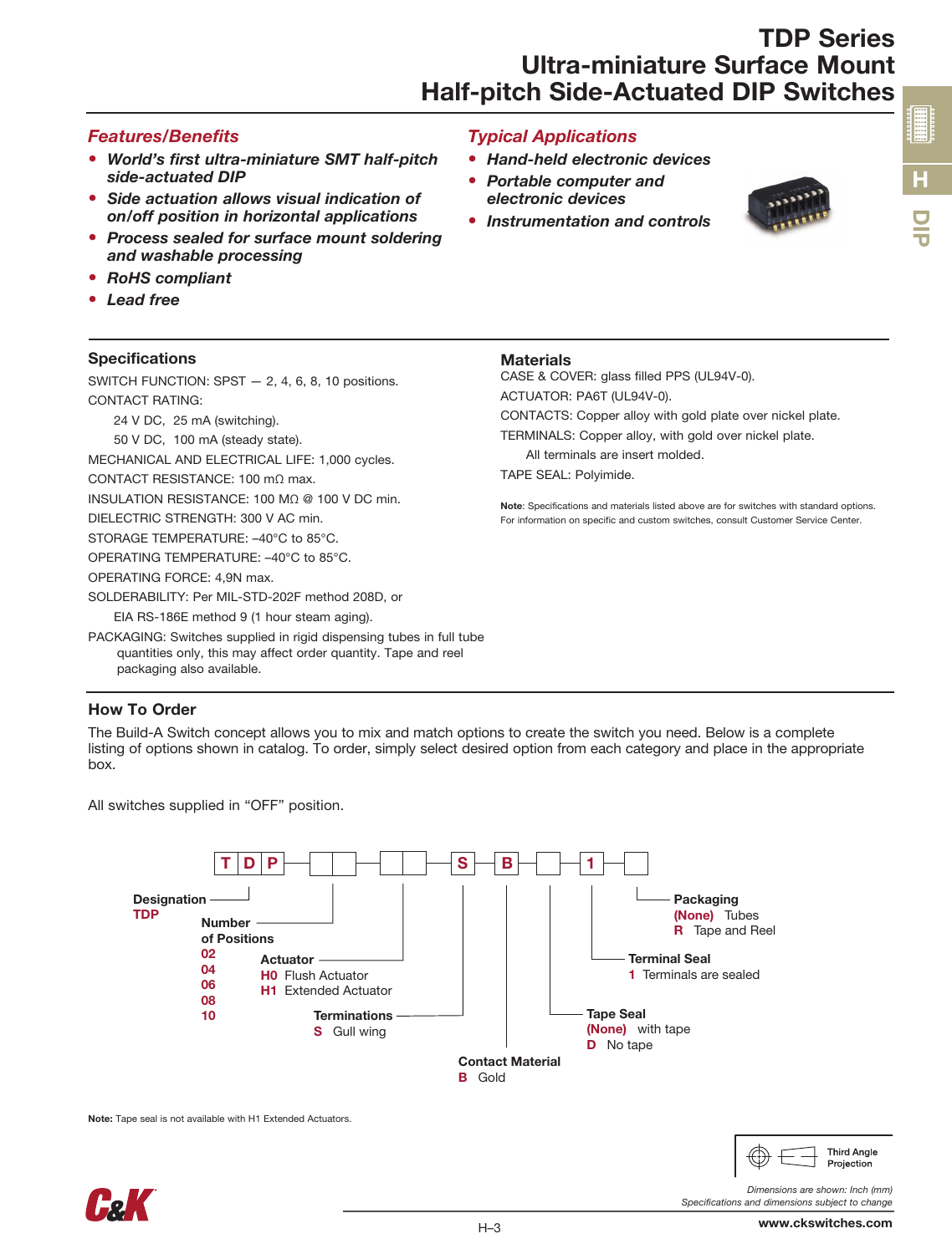# TDP Series
# Ultra-miniature Surface Mount Half-pitch Side-Actuated DIP Switches

## *Features/Benefits*

- ***World's first ultra-miniature SMT half-pitch side-actuated DIP***
- ***Side actuation allows visual indication of on/off position in horizontal applications***
- ***Process sealed for surface mount soldering and washable processing***
- ***RoHS compliant***
- ***Lead free***

## *Typical Applications*

- ***Hand-held electronic devices***
- ***Portable computer and electronic devices***
- ***Instrumentation and controls***

### Specifications

SWITCH FUNCTION: SPST — 2, 4, 6, 8, 10 positions.

CONTACT RATING:

24 V DC, 25 mA (switching).

50 V DC, 100 mA (steady state).

MECHANICAL AND ELECTRICAL LIFE: 1,000 cycles.

CONTACT RESISTANCE: 100 mΩ max.

INSULATION RESISTANCE: 100 MΩ @ 100 V DC min.

DIELECTRIC STRENGTH: 300 V AC min.

STORAGE TEMPERATURE: –40°C to 85°C.

OPERATING TEMPERATURE: –40°C to 85°C.

OPERATING FORCE: 4,9N max.

SOLDERABILITY: Per MIL-STD-202F method 208D, or EIA RS-186E method 9 (1 hour steam aging).

PACKAGING: Switches supplied in rigid dispensing tubes in full tube quantities only, this may affect order quantity. Tape and reel packaging also available.

### Materials

CASE & COVER: glass filled PPS (UL94V-0).

ACTUATOR: PA6T (UL94V-0).

CONTACTS: Copper alloy with gold plate over nickel plate.

TERMINALS: Copper alloy, with gold over nickel plate.

All terminals are insert molded.

TAPE SEAL: Polyimide.

**Note**: Specifications and materials listed above are for switches with standard options. For information on specific and custom switches, consult Customer Service Center.

### How To Order

The Build-A Switch concept allows you to mix and match options to create the switch you need. Below is a complete listing of options shown in catalog. To order, simply select desired option from each category and place in the appropriate box.

All switches supplied in "OFF" position.

T D P [ ][ ] [ ][ ] S B [ ] 1 [ ]

**Designation**
TDP

**Number of Positions**
02
04
06
08
10

**Actuator**
H0 Flush Actuator
H1 Extended Actuator

**Terminations**
S Gull wing

**Contact Material**
B Gold

**Tape Seal**
(None) with tape
D No tape

**Terminal Seal**
1 Terminals are sealed

**Packaging**
(None) Tubes
R Tape and Reel

**Note:** Tape seal is not available with H1 Extended Actuators.

Third Angle Projection

*Dimensions are shown: Inch (mm)*
*Specifications and dimensions subject to change*

www.ckswitches.com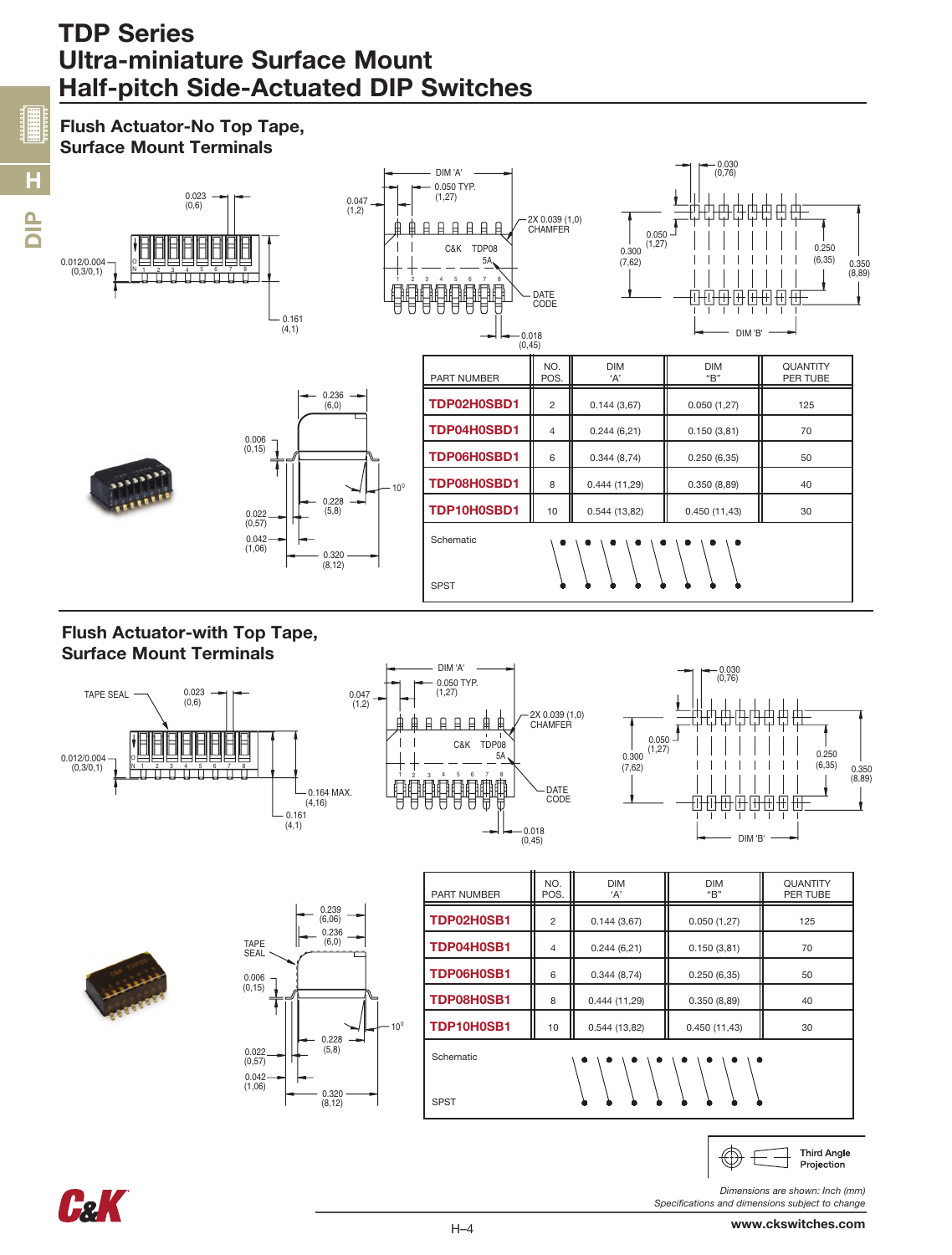# TDP Series
# Ultra-miniature Surface Mount Half-pitch Side-Actuated DIP Switches

## Flush Actuator-No Top Tape, Surface Mount Terminals

| PART NUMBER | NO. POS. | DIM 'A' | DIM "B" | QUANTITY PER TUBE |
|---|---|---|---|---|
| TDP02H0SBD1 | 2 | 0.144 (3,67) | 0.050 (1,27) | 125 |
| TDP04H0SBD1 | 4 | 0.244 (6,21) | 0.150 (3,81) | 70 |
| TDP06H0SBD1 | 6 | 0.344 (8,74) | 0.250 (6,35) | 50 |
| TDP08H0SBD1 | 8 | 0.444 (11,29) | 0.350 (8,89) | 40 |
| TDP10H0SBD1 | 10 | 0.544 (13,82) | 0.450 (11,43) | 30 |

Schematic

SPST

## Flush Actuator-with Top Tape, Surface Mount Terminals

| PART NUMBER | NO. POS. | DIM 'A' | DIM "B" | QUANTITY PER TUBE |
|---|---|---|---|---|
| TDP02H0SB1 | 2 | 0.144 (3,67) | 0.050 (1,27) | 125 |
| TDP04H0SB1 | 4 | 0.244 (6,21) | 0.150 (3,81) | 70 |
| TDP06H0SB1 | 6 | 0.344 (8,74) | 0.250 (6,35) | 50 |
| TDP08H0SB1 | 8 | 0.444 (11,29) | 0.350 (8,89) | 40 |
| TDP10H0SB1 | 10 | 0.544 (13,82) | 0.450 (11,43) | 30 |

Schematic

SPST

Third Angle Projection

*Dimensions are shown: Inch (mm)*
*Specifications and dimensions subject to change*

www.ckswitches.com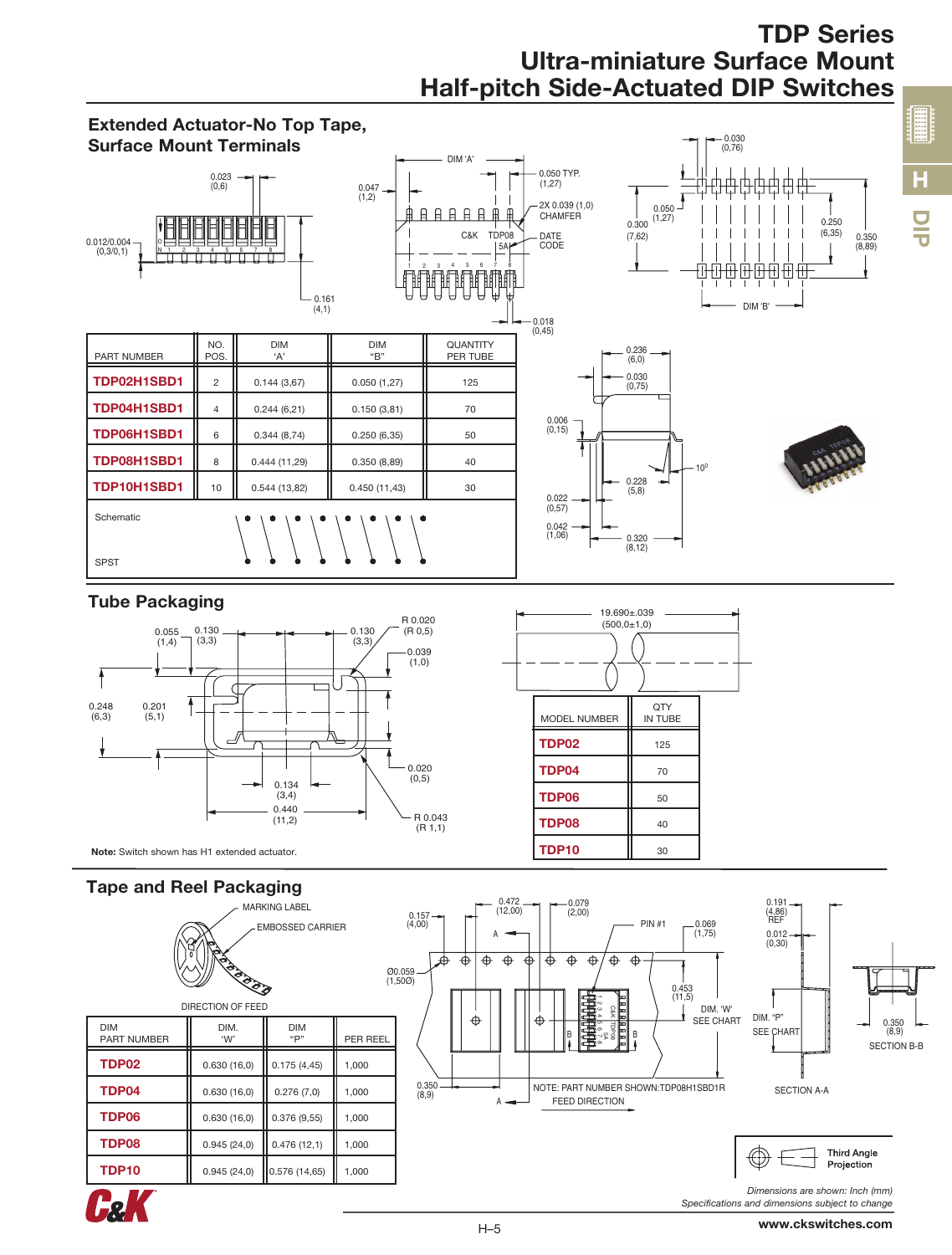# TDP Series
# Ultra-miniature Surface Mount Half-pitch Side-Actuated DIP Switches

## Extended Actuator-No Top Tape, Surface Mount Terminals

| PART NUMBER | NO. POS. | DIM 'A' | DIM "B" | QUANTITY PER TUBE |
|---|---|---|---|---|
| TDP02H1SBD1 | 2 | 0.144 (3,67) | 0.050 (1,27) | 125 |
| TDP04H1SBD1 | 4 | 0.244 (6,21) | 0.150 (3,81) | 70 |
| TDP06H1SBD1 | 6 | 0.344 (8,74) | 0.250 (6,35) | 50 |
| TDP08H1SBD1 | 8 | 0.444 (11,29) | 0.350 (8,89) | 40 |
| TDP10H1SBD1 | 10 | 0.544 (13,82) | 0.450 (11,43) | 30 |

Schematic

SPST

## Tube Packaging

19.690±.039 (500,0±1,0)

| MODEL NUMBER | QTY IN TUBE |
|---|---|
| TDP02 | 125 |
| TDP04 | 70 |
| TDP06 | 50 |
| TDP08 | 40 |
| TDP10 | 30 |

**Note:** Switch shown has H1 extended actuator.

## Tape and Reel Packaging

MARKING LABEL

EMBOSSED CARRIER

DIRECTION OF FEED

| DIM PART NUMBER | DIM. 'W' | DIM "P" | PER REEL |
|---|---|---|---|
| TDP02 | 0.630 (16,0) | 0.175 (4,45) | 1,000 |
| TDP04 | 0.630 (16,0) | 0.276 (7,0) | 1,000 |
| TDP06 | 0.630 (16,0) | 0.376 (9,55) | 1,000 |
| TDP08 | 0.945 (24,0) | 0.476 (12,1) | 1,000 |
| TDP10 | 0.945 (24,0) | 0.576 (14,65) | 1,000 |

NOTE: PART NUMBER SHOWN:TDP08H1SBD1R

FEED DIRECTION

SECTION A-A

SECTION B-B

Third Angle Projection

*Dimensions are shown: Inch (mm)*
*Specifications and dimensions subject to change*

www.ckswitches.com